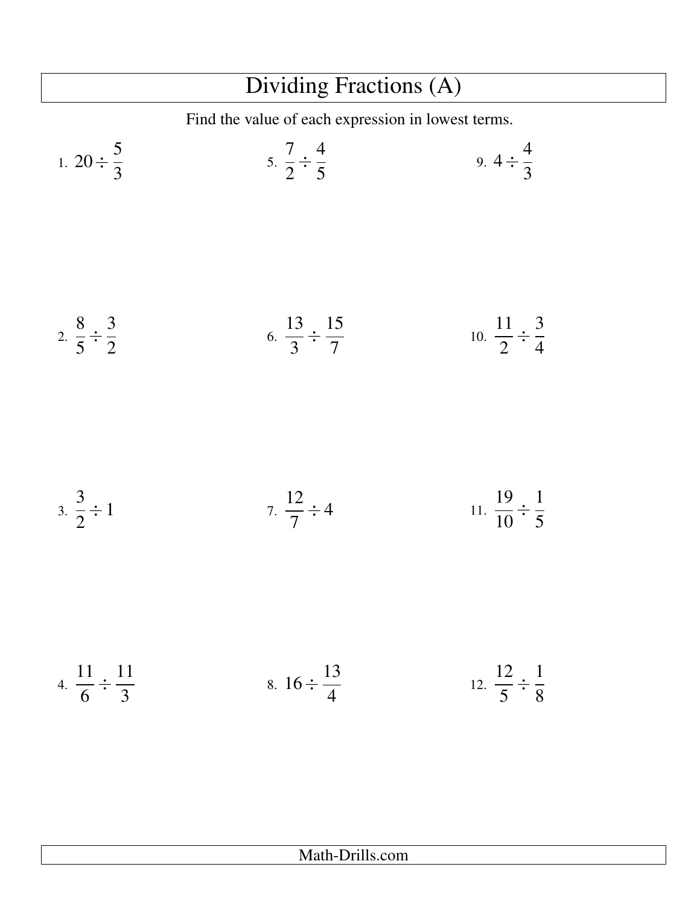# Dividing Fractions (A)

Find the value of each expression in lowest terms.

1. $20 \div \frac{5}{3}$

2. $\frac{8}{5} \div \frac{3}{2}$

3. $\frac{3}{2} \div 1$

4. $\frac{11}{6} \div \frac{11}{3}$

5. $\frac{7}{2} \div \frac{4}{5}$

6. $\frac{13}{3} \div \frac{15}{7}$

7. $\frac{12}{7} \div 4$

8. $16 \div \frac{13}{4}$

9. $4 \div \frac{4}{3}$

10. $\frac{11}{2} \div \frac{3}{4}$

11. $\frac{19}{10} \div \frac{1}{5}$

12. $\frac{12}{5} \div \frac{1}{8}$

Math-Drills.com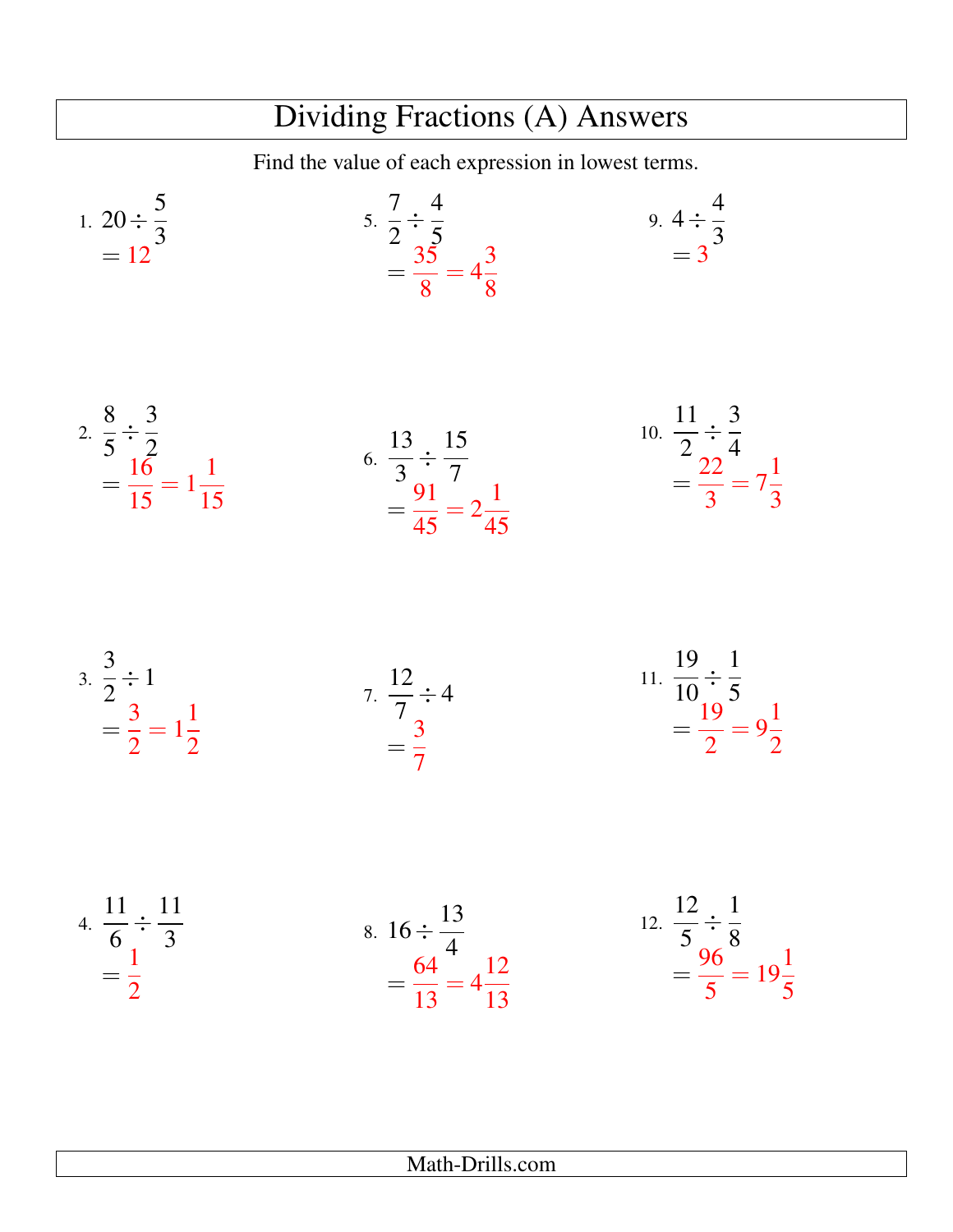# Dividing Fractions (A) Answers

Find the value of each expression in lowest terms.

1. $20 \div \frac{5}{3}$
   $= 12$

2. $\frac{8}{5} \div \frac{3}{2}$
   $= \frac{16}{15} = 1\frac{1}{15}$

3. $\frac{3}{2} \div 1$
   $= \frac{3}{2} = 1\frac{1}{2}$

4. $\frac{11}{6} \div \frac{11}{3}$
   $= \frac{1}{2}$

5. $\frac{7}{2} \div \frac{4}{5}$
   $= \frac{35}{8} = 4\frac{3}{8}$

6. $\frac{13}{3} \div \frac{15}{7}$
   $= \frac{91}{45} = 2\frac{1}{45}$

7. $\frac{12}{7} \div 4$
   $= \frac{3}{7}$

8. $16 \div \frac{13}{4}$
   $= \frac{64}{13} = 4\frac{12}{13}$

9. $4 \div \frac{4}{3}$
   $= 3$

10. $\frac{11}{2} \div \frac{3}{4}$
    $= \frac{22}{3} = 7\frac{1}{3}$

11. $\frac{19}{10} \div \frac{1}{5}$
    $= \frac{19}{2} = 9\frac{1}{2}$

12. $\frac{12}{5} \div \frac{1}{8}$
    $= \frac{96}{5} = 19\frac{1}{5}$

Math-Drills.com